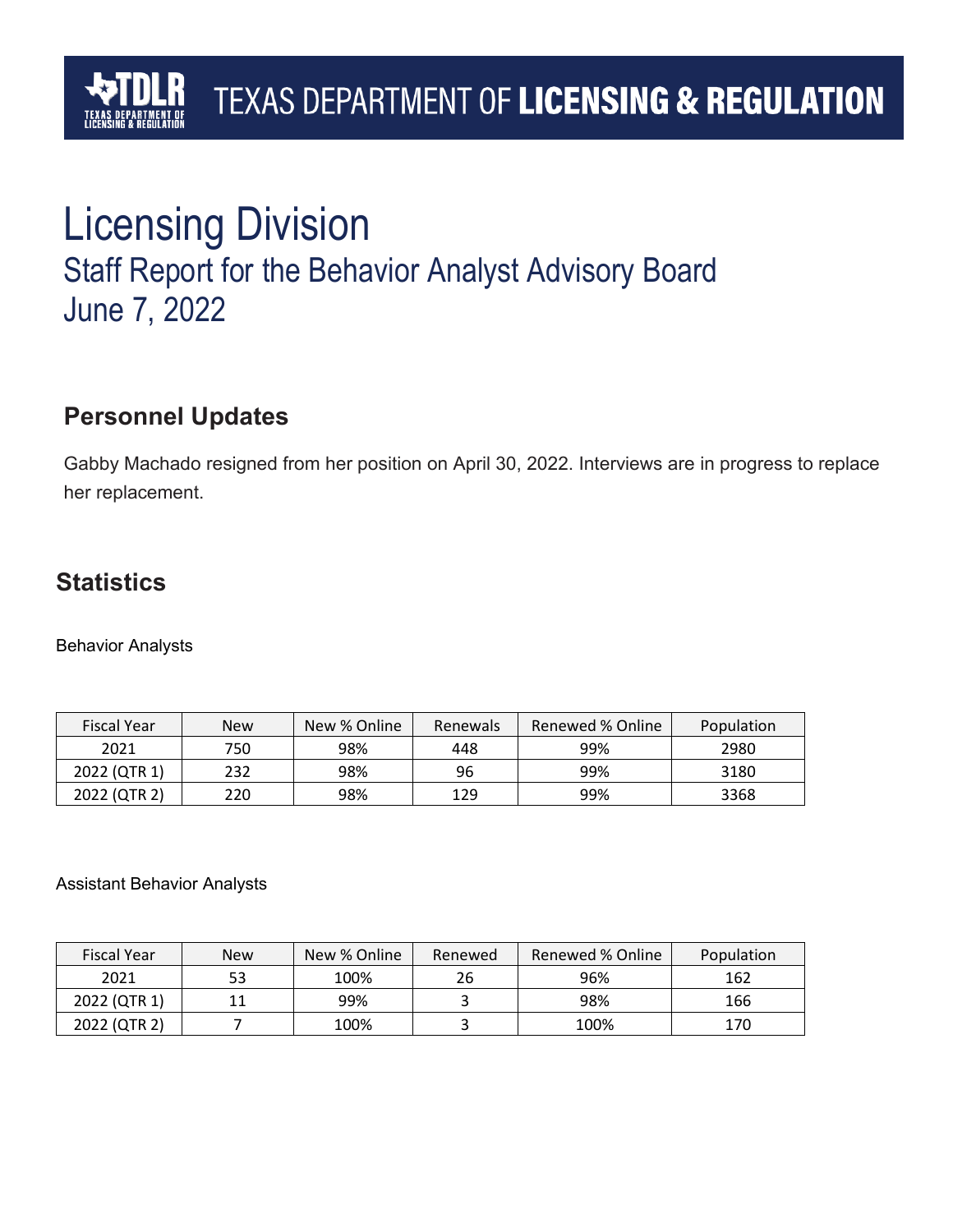TEXAS DEPARTMENT OF **LICENSING & REGULATION**

# Licensing Division

## Staff Report for the Behavior Analyst Advisory Board
## June 7, 2022

## Personnel Updates

Gabby Machado resigned from her position on April 30, 2022. Interviews are in progress to replace her replacement.

## Statistics

Behavior Analysts

| Fiscal Year | New | New % Online | Renewals | Renewed % Online | Population |
|---|---|---|---|---|---|
| 2021 | 750 | 98% | 448 | 99% | 2980 |
| 2022 (QTR 1) | 232 | 98% | 96 | 99% | 3180 |
| 2022 (QTR 2) | 220 | 98% | 129 | 99% | 3368 |

Assistant Behavior Analysts

| Fiscal Year | New | New % Online | Renewed | Renewed % Online | Population |
|---|---|---|---|---|---|
| 2021 | 53 | 100% | 26 | 96% | 162 |
| 2022 (QTR 1) | 11 | 99% | 3 | 98% | 166 |
| 2022 (QTR 2) | 7 | 100% | 3 | 100% | 170 |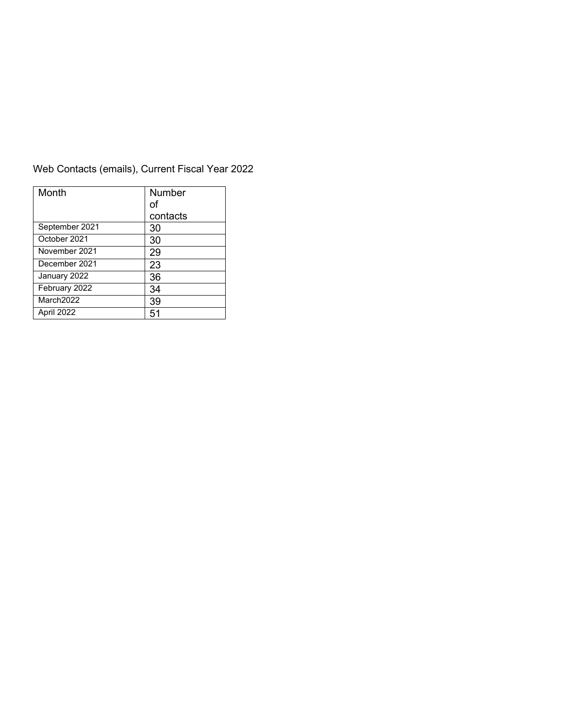Web Contacts (emails), Current Fiscal Year 2022

| Month | Number of contacts |
|---|---|
| September 2021 | 30 |
| October 2021 | 30 |
| November 2021 | 29 |
| December 2021 | 23 |
| January 2022 | 36 |
| February 2022 | 34 |
| March2022 | 39 |
| April 2022 | 51 |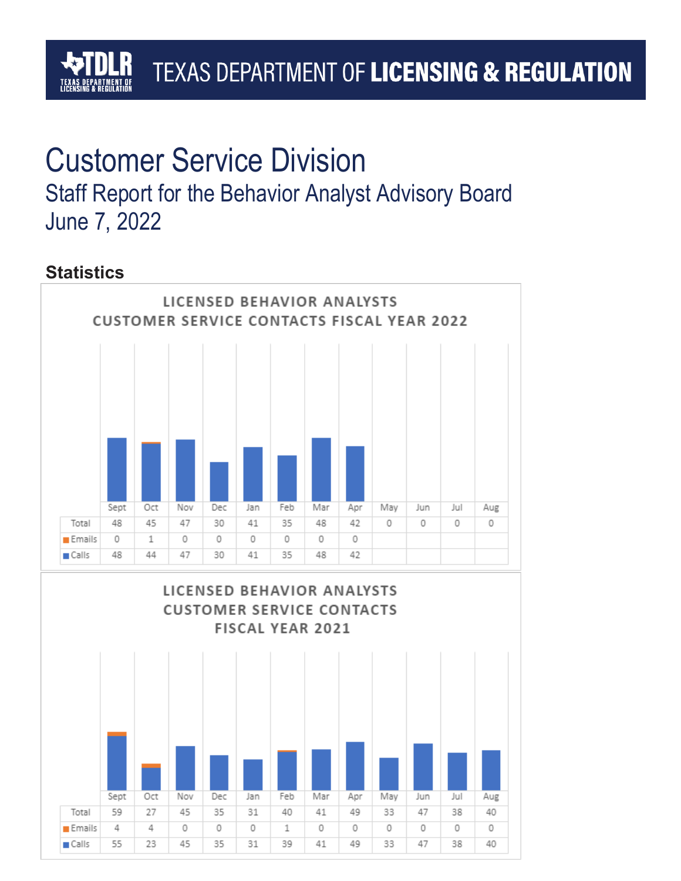# Customer Service Division

## Staff Report for the Behavior Analyst Advisory Board
## June 7, 2022

### Statistics

**LICENSED BEHAVIOR ANALYSTS CUSTOMER SERVICE CONTACTS FISCAL YEAR 2022**

| | Sept | Oct | Nov | Dec | Jan | Feb | Mar | Apr | May | Jun | Jul | Aug |
|---|---|---|---|---|---|---|---|---|---|---|---|---|
| Total | 48 | 45 | 47 | 30 | 41 | 35 | 48 | 42 | 0 | 0 | 0 | 0 |
| Emails | 0 | 1 | 0 | 0 | 0 | 0 | 0 | 0 | | | | |
| Calls | 48 | 44 | 47 | 30 | 41 | 35 | 48 | 42 | | | | |

**LICENSED BEHAVIOR ANALYSTS CUSTOMER SERVICE CONTACTS FISCAL YEAR 2021**

| | Sept | Oct | Nov | Dec | Jan | Feb | Mar | Apr | May | Jun | Jul | Aug |
|---|---|---|---|---|---|---|---|---|---|---|---|---|
| Total | 59 | 27 | 45 | 35 | 31 | 40 | 41 | 49 | 33 | 47 | 38 | 40 |
| Emails | 4 | 4 | 0 | 0 | 0 | 1 | 0 | 0 | 0 | 0 | 0 | 0 |
| Calls | 55 | 23 | 45 | 35 | 31 | 39 | 41 | 49 | 33 | 47 | 38 | 40 |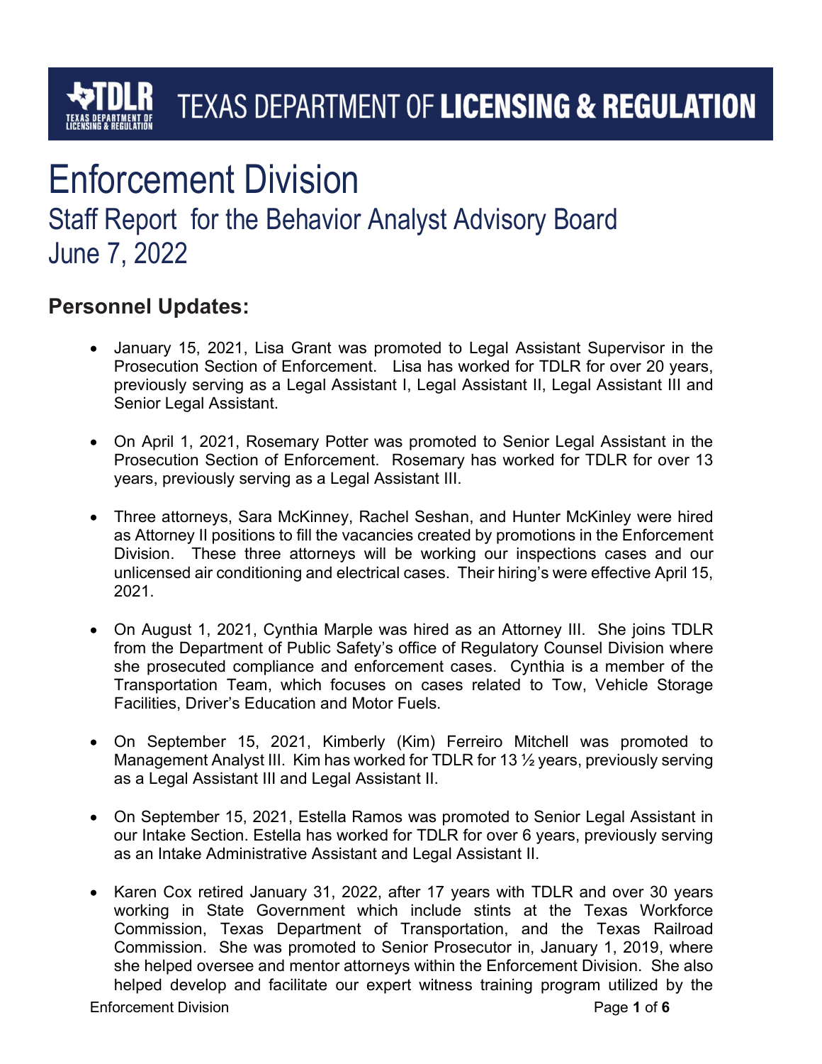# Enforcement Division

## Staff Report for the Behavior Analyst Advisory Board

## June 7, 2022

## Personnel Updates:

- January 15, 2021, Lisa Grant was promoted to Legal Assistant Supervisor in the Prosecution Section of Enforcement. Lisa has worked for TDLR for over 20 years, previously serving as a Legal Assistant I, Legal Assistant II, Legal Assistant III and Senior Legal Assistant.

- On April 1, 2021, Rosemary Potter was promoted to Senior Legal Assistant in the Prosecution Section of Enforcement. Rosemary has worked for TDLR for over 13 years, previously serving as a Legal Assistant III.

- Three attorneys, Sara McKinney, Rachel Seshan, and Hunter McKinley were hired as Attorney II positions to fill the vacancies created by promotions in the Enforcement Division. These three attorneys will be working our inspections cases and our unlicensed air conditioning and electrical cases. Their hiring's were effective April 15, 2021.

- On August 1, 2021, Cynthia Marple was hired as an Attorney III. She joins TDLR from the Department of Public Safety's office of Regulatory Counsel Division where she prosecuted compliance and enforcement cases. Cynthia is a member of the Transportation Team, which focuses on cases related to Tow, Vehicle Storage Facilities, Driver's Education and Motor Fuels.

- On September 15, 2021, Kimberly (Kim) Ferreiro Mitchell was promoted to Management Analyst III. Kim has worked for TDLR for 13 ½ years, previously serving as a Legal Assistant III and Legal Assistant II.

- On September 15, 2021, Estella Ramos was promoted to Senior Legal Assistant in our Intake Section. Estella has worked for TDLR for over 6 years, previously serving as an Intake Administrative Assistant and Legal Assistant II.

- Karen Cox retired January 31, 2022, after 17 years with TDLR and over 30 years working in State Government which include stints at the Texas Workforce Commission, Texas Department of Transportation, and the Texas Railroad Commission. She was promoted to Senior Prosecutor in, January 1, 2019, where she helped oversee and mentor attorneys within the Enforcement Division. She also helped develop and facilitate our expert witness training program utilized by the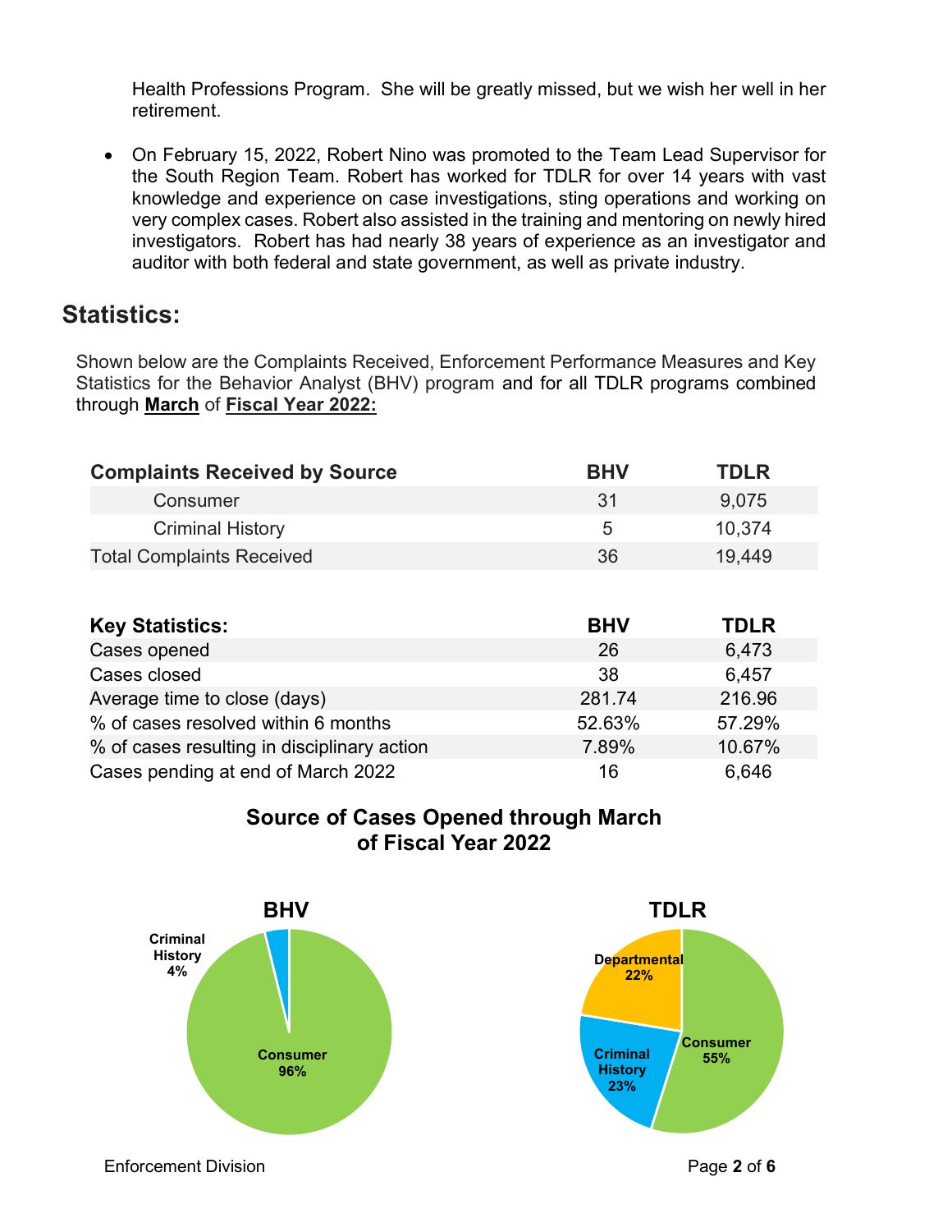Health Professions Program. She will be greatly missed, but we wish her well in her retirement.

- On February 15, 2022, Robert Nino was promoted to the Team Lead Supervisor for the South Region Team. Robert has worked for TDLR for over 14 years with vast knowledge and experience on case investigations, sting operations and working on very complex cases. Robert also assisted in the training and mentoring on newly hired investigators. Robert has had nearly 38 years of experience as an investigator and auditor with both federal and state government, as well as private industry.

## Statistics:

Shown below are the Complaints Received, Enforcement Performance Measures and Key Statistics for the Behavior Analyst (BHV) program and for all TDLR programs combined through **March** of **Fiscal Year 2022:**

| Complaints Received by Source | BHV | TDLR |
|---|---|---|
| Consumer | 31 | 9,075 |
| Criminal History | 5 | 10,374 |
| Total Complaints Received | 36 | 19,449 |

| Key Statistics: | BHV | TDLR |
|---|---|---|
| Cases opened | 26 | 6,473 |
| Cases closed | 38 | 6,457 |
| Average time to close (days) | 281.74 | 216.96 |
| % of cases resolved within 6 months | 52.63% | 57.29% |
| % of cases resulting in disciplinary action | 7.89% | 10.67% |
| Cases pending at end of March 2022 | 16 | 6,646 |

### Source of Cases Opened through March of Fiscal Year 2022

**BHV**

- Consumer: 96%
- Criminal History: 4%

**TDLR**

- Consumer: 55%
- Criminal History: 23%
- Departmental: 22%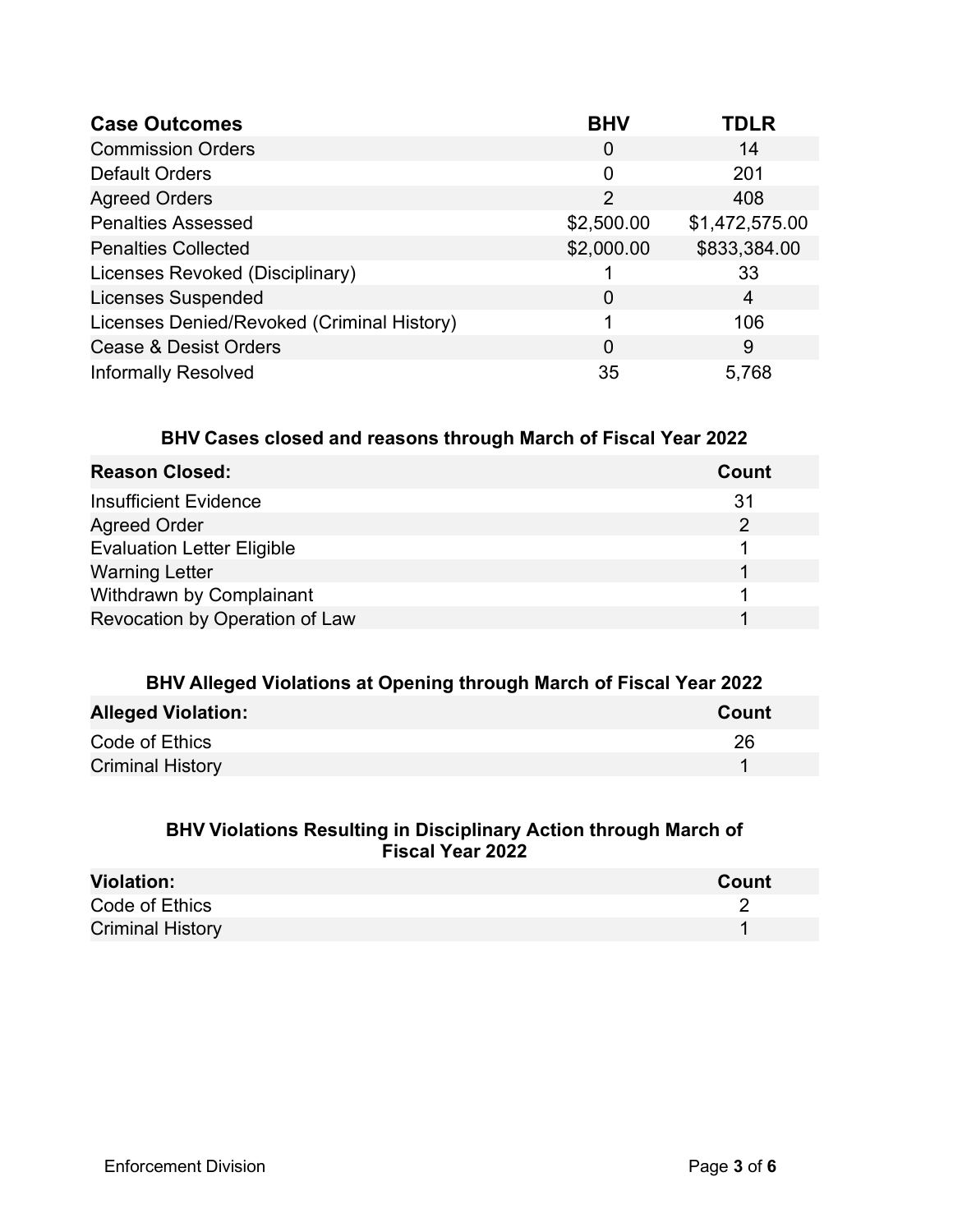| Case Outcomes | BHV | TDLR |
|---|---|---|
| Commission Orders | 0 | 14 |
| Default Orders | 0 | 201 |
| Agreed Orders | 2 | 408 |
| Penalties Assessed | $2,500.00 | $1,472,575.00 |
| Penalties Collected | $2,000.00 | $833,384.00 |
| Licenses Revoked (Disciplinary) | 1 | 33 |
| Licenses Suspended | 0 | 4 |
| Licenses Denied/Revoked (Criminal History) | 1 | 106 |
| Cease & Desist Orders | 0 | 9 |
| Informally Resolved | 35 | 5,768 |

### BHV Cases closed and reasons through March of Fiscal Year 2022

| Reason Closed: | Count |
|---|---|
| Insufficient Evidence | 31 |
| Agreed Order | 2 |
| Evaluation Letter Eligible | 1 |
| Warning Letter | 1 |
| Withdrawn by Complainant | 1 |
| Revocation by Operation of Law | 1 |

### BHV Alleged Violations at Opening through March of Fiscal Year 2022

| Alleged Violation: | Count |
|---|---|
| Code of Ethics | 26 |
| Criminal History | 1 |

### BHV Violations Resulting in Disciplinary Action through March of Fiscal Year 2022

| Violation: | Count |
|---|---|
| Code of Ethics | 2 |
| Criminal History | 1 |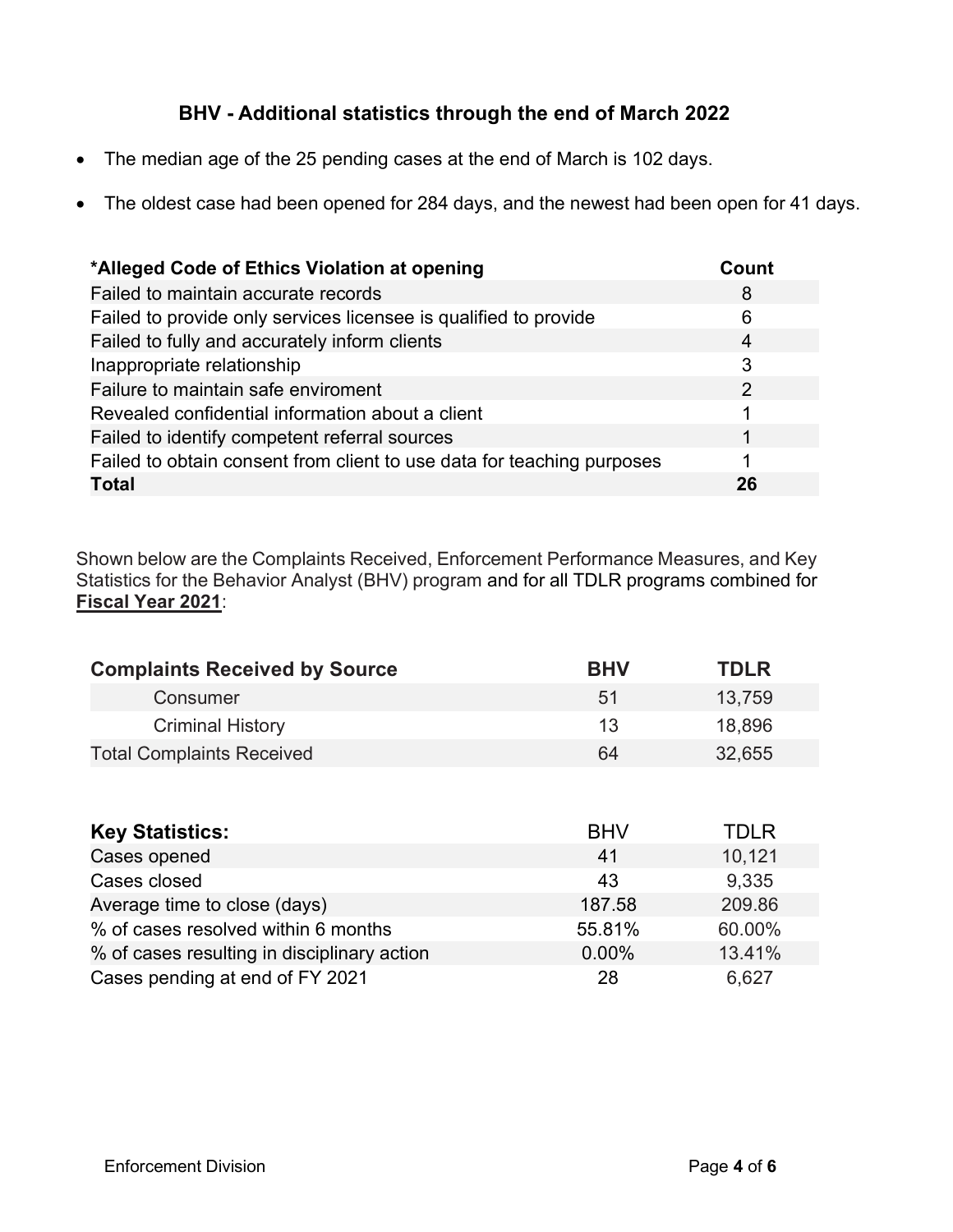## BHV - Additional statistics through the end of March 2022

- The median age of the 25 pending cases at the end of March is 102 days.
- The oldest case had been opened for 284 days, and the newest had been open for 41 days.

| *Alleged Code of Ethics Violation at opening | Count |
|---|---|
| Failed to maintain accurate records | 8 |
| Failed to provide only services licensee is qualified to provide | 6 |
| Failed to fully and accurately inform clients | 4 |
| Inappropriate relationship | 3 |
| Failure to maintain safe enviroment | 2 |
| Revealed confidential information about a client | 1 |
| Failed to identify competent referral sources | 1 |
| Failed to obtain consent from client to use data for teaching purposes | 1 |
| **Total** | **26** |

Shown below are the Complaints Received, Enforcement Performance Measures, and Key Statistics for the Behavior Analyst (BHV) program and for all TDLR programs combined for **Fiscal Year 2021**:

| Complaints Received by Source | BHV | TDLR |
|---|---|---|
| Consumer | 51 | 13,759 |
| Criminal History | 13 | 18,896 |
| Total Complaints Received | 64 | 32,655 |

| Key Statistics: | BHV | TDLR |
|---|---|---|
| Cases opened | 41 | 10,121 |
| Cases closed | 43 | 9,335 |
| Average time to close (days) | 187.58 | 209.86 |
| % of cases resolved within 6 months | 55.81% | 60.00% |
| % of cases resulting in disciplinary action | 0.00% | 13.41% |
| Cases pending at end of FY 2021 | 28 | 6,627 |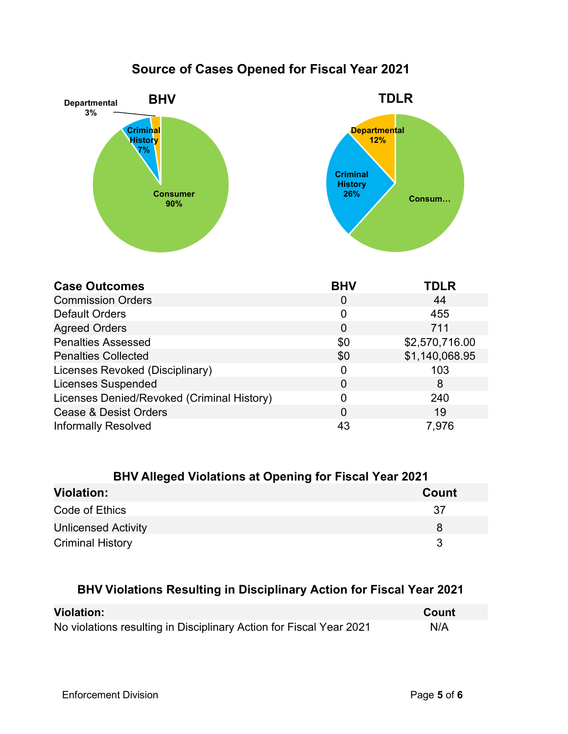## Source of Cases Opened for Fiscal Year 2021

**BHV**

Departmental 3%

Criminal History 7%

Consumer 90%

**TDLR**

Departmental 12%

Criminal History 26%

Consum…

| Case Outcomes | BHV | TDLR |
|---|---|---|
| Commission Orders | 0 | 44 |
| Default Orders | 0 | 455 |
| Agreed Orders | 0 | 711 |
| Penalties Assessed | $0 | $2,570,716.00 |
| Penalties Collected | $0 | $1,140,068.95 |
| Licenses Revoked (Disciplinary) | 0 | 103 |
| Licenses Suspended | 0 | 8 |
| Licenses Denied/Revoked (Criminal History) | 0 | 240 |
| Cease & Desist Orders | 0 | 19 |
| Informally Resolved | 43 | 7,976 |

## BHV Alleged Violations at Opening for Fiscal Year 2021

| Violation: | Count |
|---|---|
| Code of Ethics | 37 |
| Unlicensed Activity | 8 |
| Criminal History | 3 |

## BHV Violations Resulting in Disciplinary Action for Fiscal Year 2021

| Violation: | Count |
|---|---|
| No violations resulting in Disciplinary Action for Fiscal Year 2021 | N/A |

Enforcement Division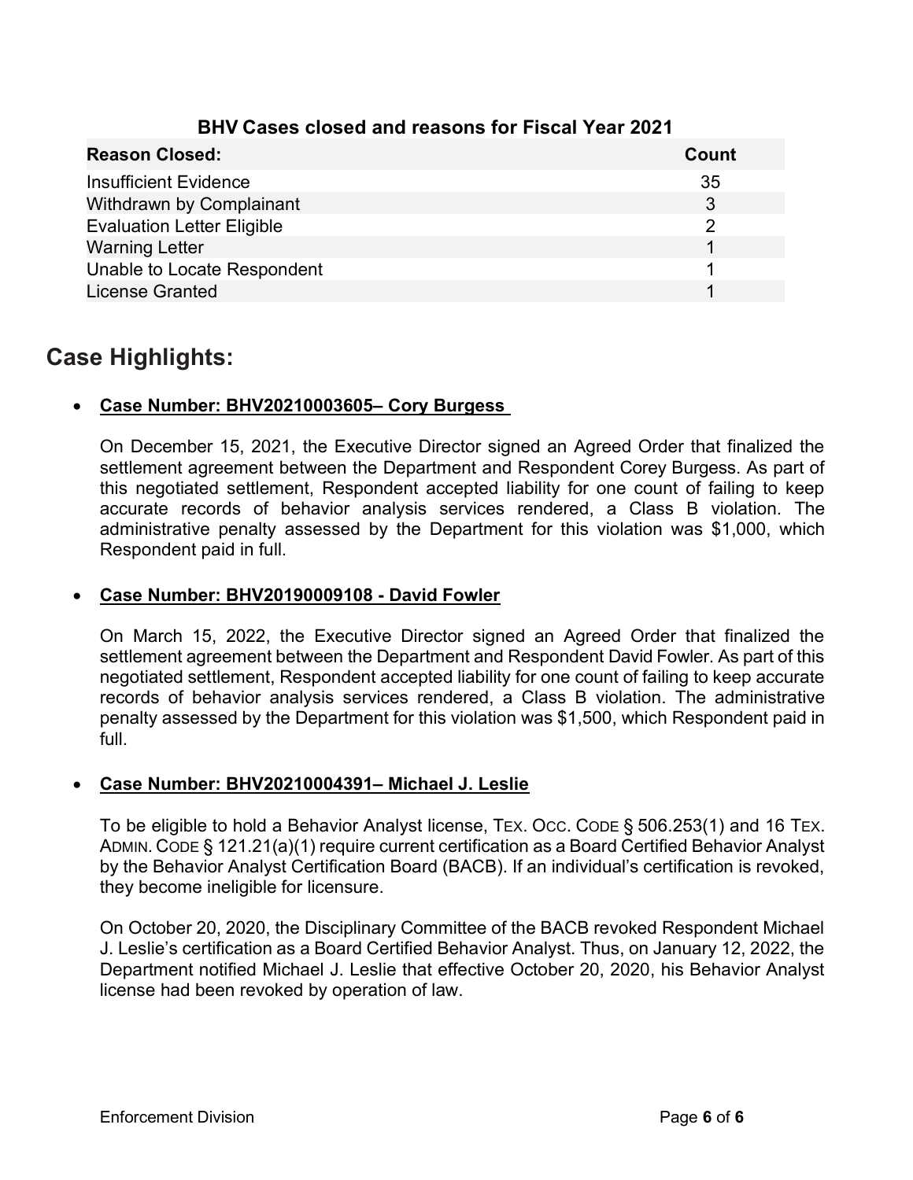**BHV Cases closed and reasons for Fiscal Year 2021**

| Reason Closed: | Count |
|---|---|
| Insufficient Evidence | 35 |
| Withdrawn by Complainant | 3 |
| Evaluation Letter Eligible | 2 |
| Warning Letter | 1 |
| Unable to Locate Respondent | 1 |
| License Granted | 1 |

## Case Highlights:

- **Case Number: BHV20210003605– Cory Burgess**

  On December 15, 2021, the Executive Director signed an Agreed Order that finalized the settlement agreement between the Department and Respondent Corey Burgess. As part of this negotiated settlement, Respondent accepted liability for one count of failing to keep accurate records of behavior analysis services rendered, a Class B violation. The administrative penalty assessed by the Department for this violation was $1,000, which Respondent paid in full.

- **Case Number: BHV20190009108 - David Fowler**

  On March 15, 2022, the Executive Director signed an Agreed Order that finalized the settlement agreement between the Department and Respondent David Fowler. As part of this negotiated settlement, Respondent accepted liability for one count of failing to keep accurate records of behavior analysis services rendered, a Class B violation. The administrative penalty assessed by the Department for this violation was $1,500, which Respondent paid in full.

- **Case Number: BHV20210004391– Michael J. Leslie**

  To be eligible to hold a Behavior Analyst license, TEX. OCC. CODE § 506.253(1) and 16 TEX. ADMIN. CODE § 121.21(a)(1) require current certification as a Board Certified Behavior Analyst by the Behavior Analyst Certification Board (BACB). If an individual's certification is revoked, they become ineligible for licensure.

  On October 20, 2020, the Disciplinary Committee of the BACB revoked Respondent Michael J. Leslie's certification as a Board Certified Behavior Analyst. Thus, on January 12, 2022, the Department notified Michael J. Leslie that effective October 20, 2020, his Behavior Analyst license had been revoked by operation of law.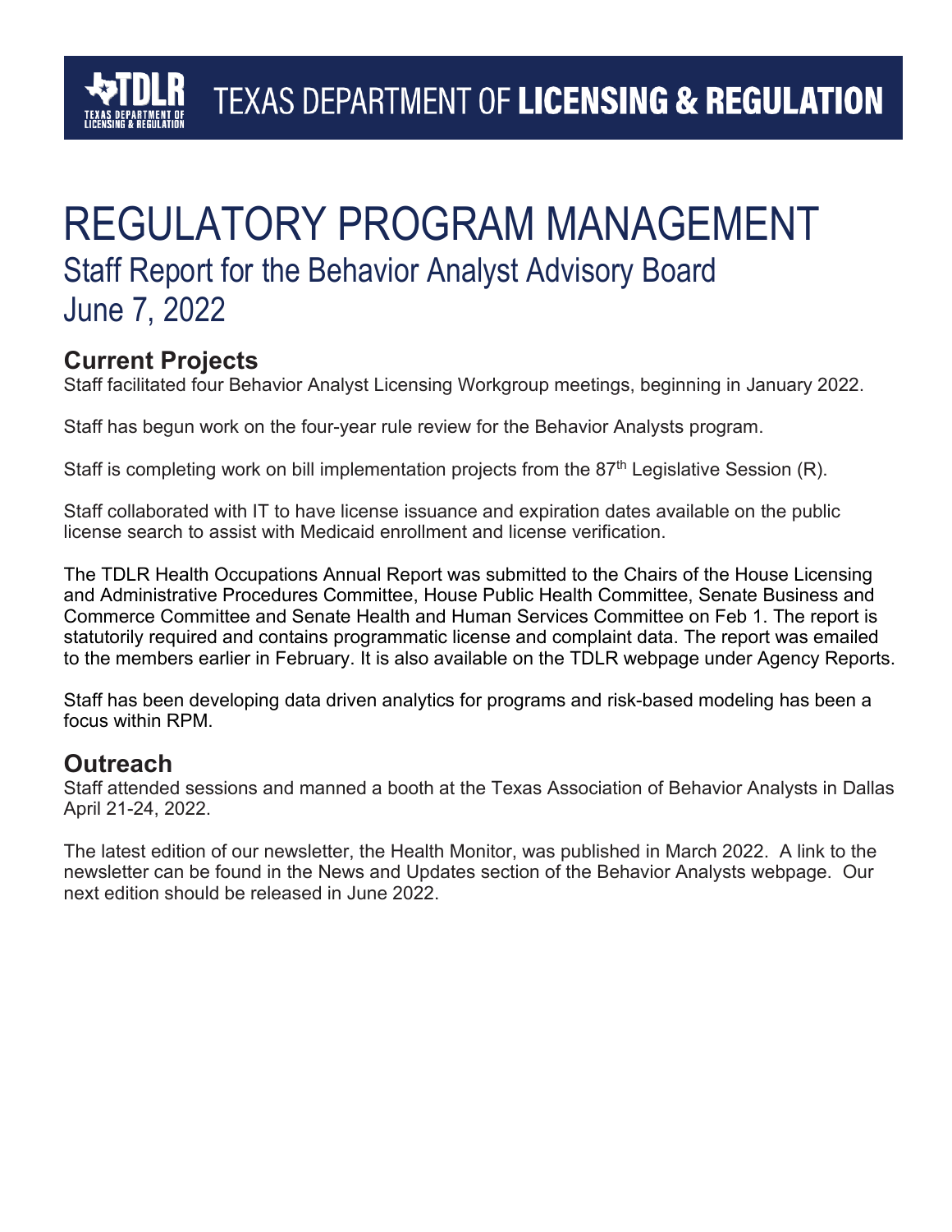TEXAS DEPARTMENT OF **LICENSING & REGULATION**

# REGULATORY PROGRAM MANAGEMENT

## Staff Report for the Behavior Analyst Advisory Board
## June 7, 2022

### Current Projects

Staff facilitated four Behavior Analyst Licensing Workgroup meetings, beginning in January 2022.

Staff has begun work on the four-year rule review for the Behavior Analysts program.

Staff is completing work on bill implementation projects from the 87th Legislative Session (R).

Staff collaborated with IT to have license issuance and expiration dates available on the public license search to assist with Medicaid enrollment and license verification.

The TDLR Health Occupations Annual Report was submitted to the Chairs of the House Licensing and Administrative Procedures Committee, House Public Health Committee, Senate Business and Commerce Committee and Senate Health and Human Services Committee on Feb 1. The report is statutorily required and contains programmatic license and complaint data. The report was emailed to the members earlier in February. It is also available on the TDLR webpage under Agency Reports.

Staff has been developing data driven analytics for programs and risk-based modeling has been a focus within RPM.

### Outreach

Staff attended sessions and manned a booth at the Texas Association of Behavior Analysts in Dallas April 21-24, 2022.

The latest edition of our newsletter, the Health Monitor, was published in March 2022. A link to the newsletter can be found in the News and Updates section of the Behavior Analysts webpage. Our next edition should be released in June 2022.